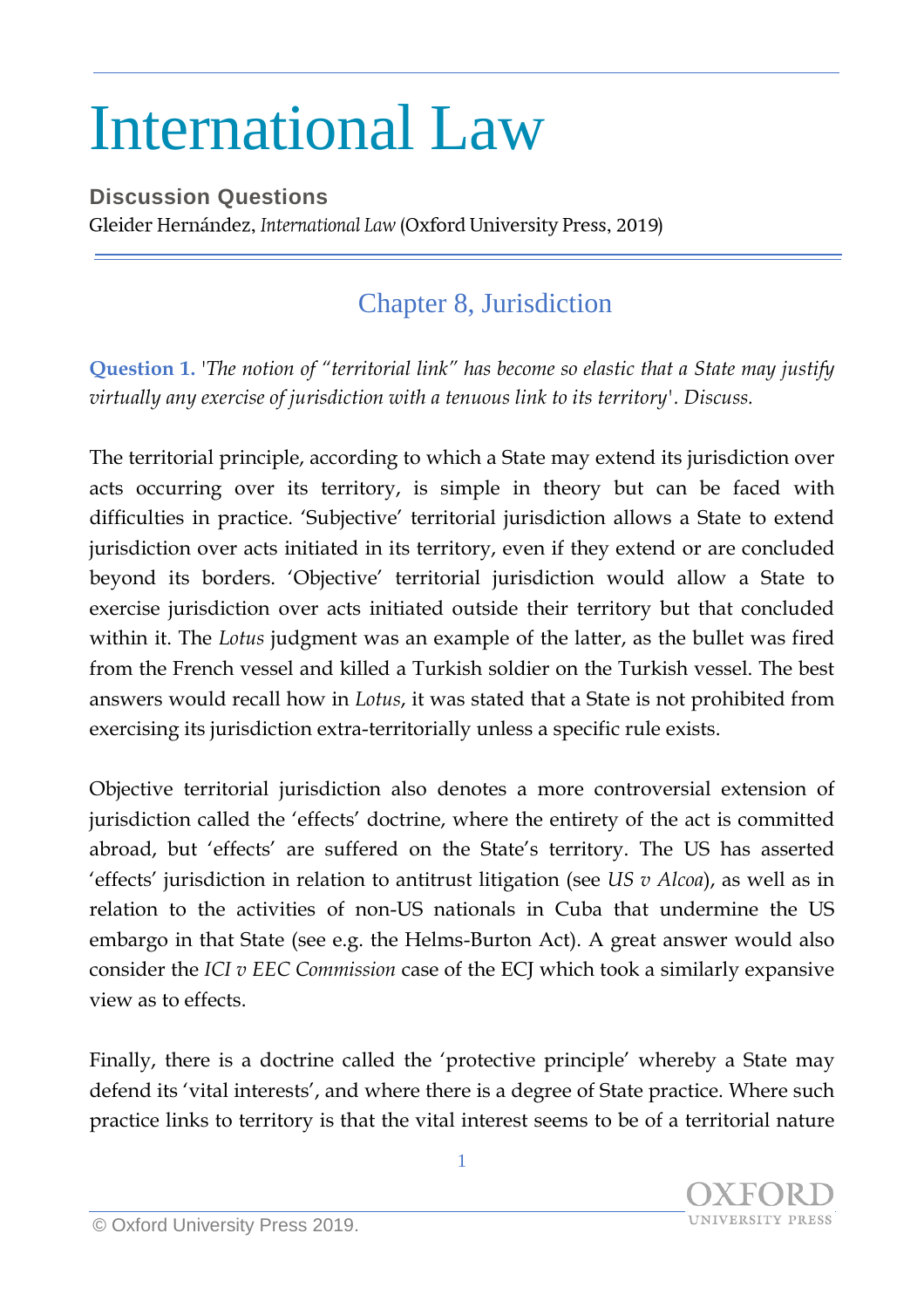# International Law

**Discussion Questions**

Gleider Hernández, *International Law* (Oxford University Press, 2019)

## Chapter 8, Jurisdiction

**Question 1.** *'The notion of "territorial link" has become so elastic that a State may justify virtually any exercise of jurisdiction with a tenuous link to its territory'. Discuss.*

The territorial principle, according to which a State may extend its jurisdiction over acts occurring over its territory, is simple in theory but can be faced with difficulties in practice. 'Subjective' territorial jurisdiction allows a State to extend jurisdiction over acts initiated in its territory, even if they extend or are concluded beyond its borders. 'Objective' territorial jurisdiction would allow a State to exercise jurisdiction over acts initiated outside their territory but that concluded within it. The *Lotus* judgment was an example of the latter, as the bullet was fired from the French vessel and killed a Turkish soldier on the Turkish vessel. The best answers would recall how in *Lotus*, it was stated that a State is not prohibited from exercising its jurisdiction extra-territorially unless a specific rule exists.

Objective territorial jurisdiction also denotes a more controversial extension of jurisdiction called the 'effects' doctrine, where the entirety of the act is committed abroad, but 'effects' are suffered on the State's territory. The US has asserted 'effects' jurisdiction in relation to antitrust litigation (see *US v Alcoa*), as well as in relation to the activities of non-US nationals in Cuba that undermine the US embargo in that State (see e.g. the Helms-Burton Act). A great answer would also consider the *ICI v EEC Commission* case of the ECJ which took a similarly expansive view as to effects.

Finally, there is a doctrine called the 'protective principle' whereby a State may defend its 'vital interests', and where there is a degree of State practice. Where such practice links to territory is that the vital interest seems to be of a territorial nature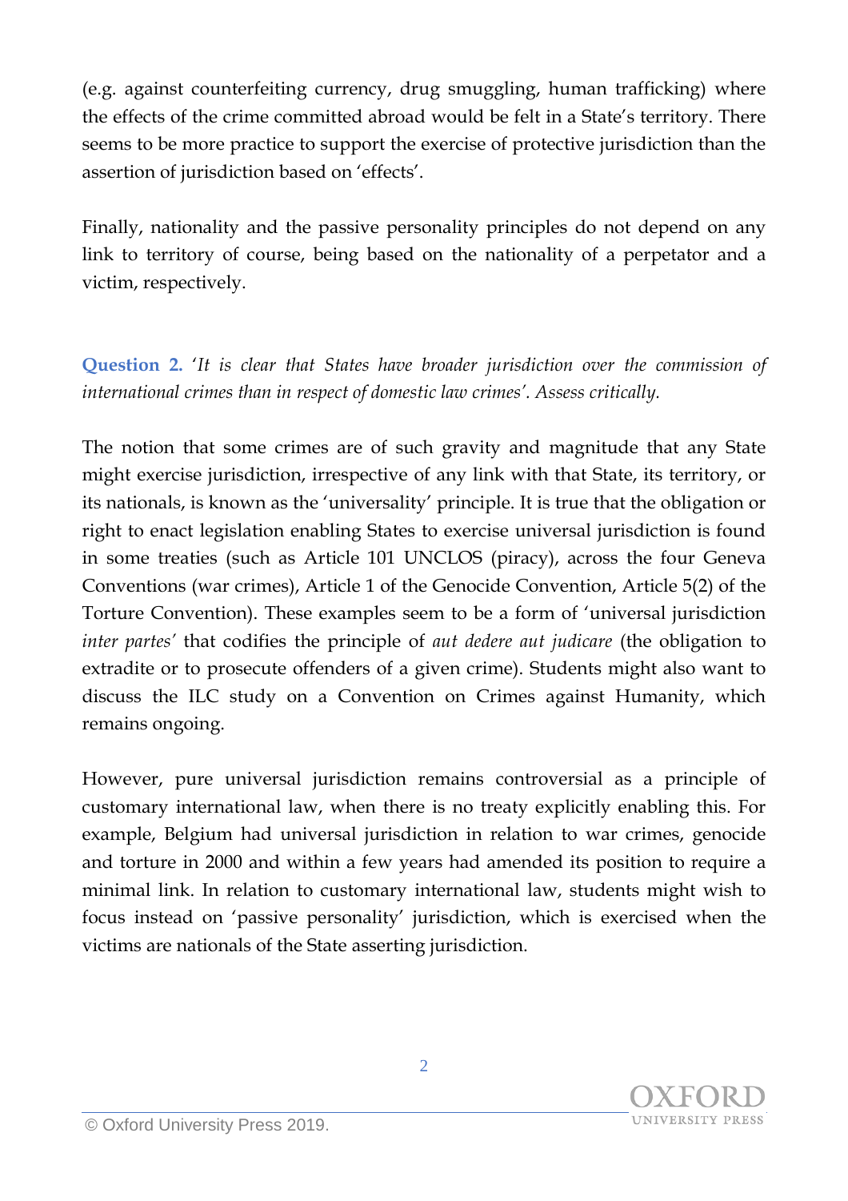(e.g. against counterfeiting currency, drug smuggling, human trafficking) where the effects of the crime committed abroad would be felt in a State's territory. There seems to be more practice to support the exercise of protective jurisdiction than the assertion of jurisdiction based on 'effects'.

Finally, nationality and the passive personality principles do not depend on any link to territory of course, being based on the nationality of a perpetator and a victim, respectively.

**Question 2.** '*It is clear that States have broader jurisdiction over the commission of international crimes than in respect of domestic law crimes'. Assess critically.*

The notion that some crimes are of such gravity and magnitude that any State might exercise jurisdiction, irrespective of any link with that State, its territory, or its nationals, is known as the 'universality' principle. It is true that the obligation or right to enact legislation enabling States to exercise universal jurisdiction is found in some treaties (such as Article 101 UNCLOS (piracy), across the four Geneva Conventions (war crimes), Article 1 of the Genocide Convention, Article 5(2) of the Torture Convention). These examples seem to be a form of 'universal jurisdiction *inter partes'* that codifies the principle of *aut dedere aut judicare* (the obligation to extradite or to prosecute offenders of a given crime). Students might also want to discuss the ILC study on a Convention on Crimes against Humanity, which remains ongoing.

However, pure universal jurisdiction remains controversial as a principle of customary international law, when there is no treaty explicitly enabling this. For example, Belgium had universal jurisdiction in relation to war crimes, genocide and torture in 2000 and within a few years had amended its position to require a minimal link. In relation to customary international law, students might wish to focus instead on 'passive personality' jurisdiction, which is exercised when the victims are nationals of the State asserting jurisdiction.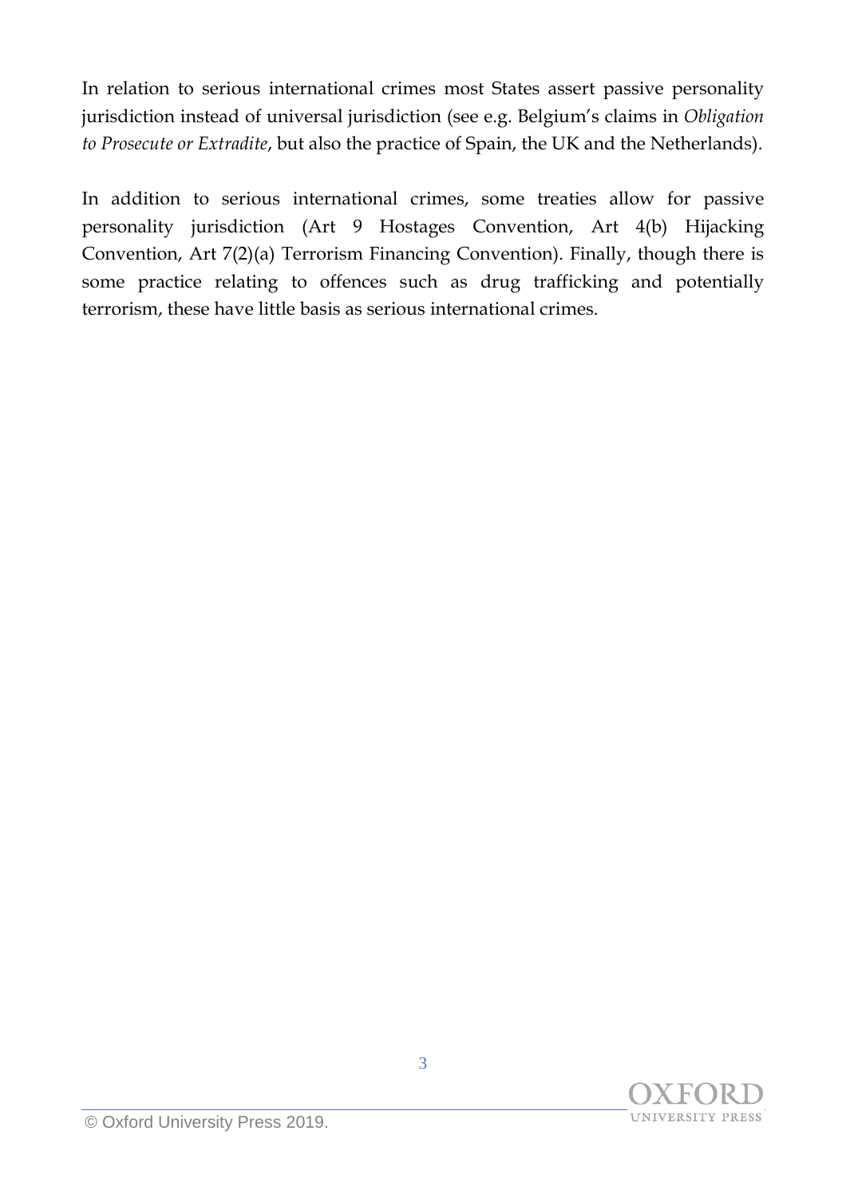In relation to serious international crimes most States assert passive personality jurisdiction instead of universal jurisdiction (see e.g. Belgium's claims in *Obligation to Prosecute or Extradite*, but also the practice of Spain, the UK and the Netherlands).

In addition to serious international crimes, some treaties allow for passive personality jurisdiction (Art 9 Hostages Convention, Art 4(b) Hijacking Convention, Art 7(2)(a) Terrorism Financing Convention). Finally, though there is some practice relating to offences such as drug trafficking and potentially terrorism, these have little basis as serious international crimes.